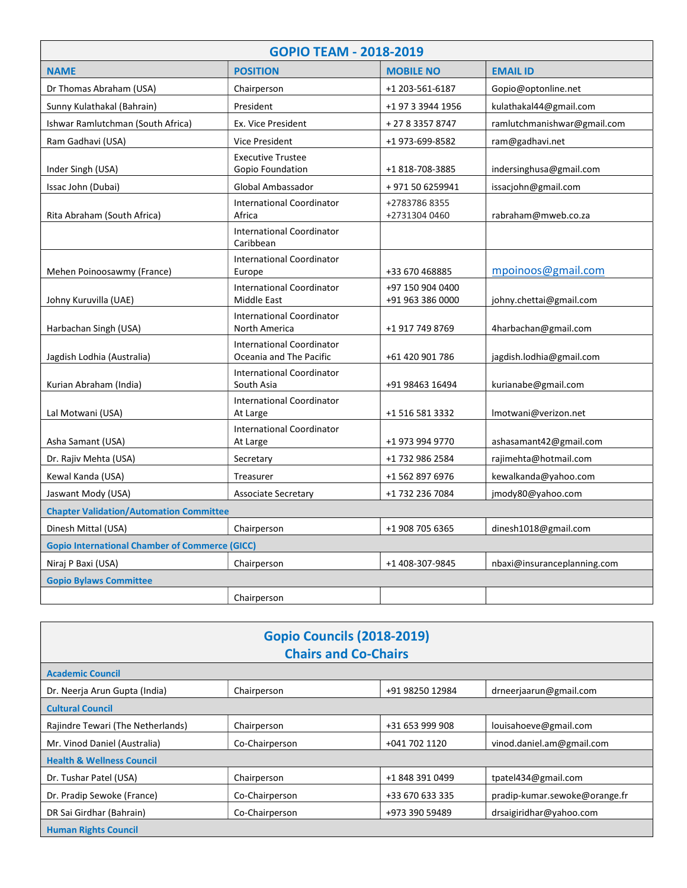## GOPIO TEAM - 2018-2019

| NAME | POSITION | MOBILE NO | EMAIL ID |
|---|---|---|---|
| Dr Thomas Abraham (USA) | Chairperson | +1 203-561-6187 | Gopio@optonline.net |
| Sunny Kulathakal (Bahrain) | President | +1 97 3 3944 1956 | kulathakal44@gmail.com |
| Ishwar Ramlutchman (South Africa) | Ex. Vice President | + 27 8 3357 8747 | ramlutchmanishwar@gmail.com |
| Ram Gadhavi (USA) | Vice President | +1 973-699-8582 | ram@gadhavi.net |
| Inder Singh (USA) | Executive Trustee Gopio Foundation | +1 818-708-3885 | indersinghusa@gmail.com |
| Issac John (Dubai) | Global Ambassador | + 971 50 6259941 | issacjohn@gmail.com |
| Rita Abraham (South Africa) | International Coordinator Africa | +2783786 8355 +2731304 0460 | rabraham@mweb.co.za |
| | International Coordinator Caribbean | | |
| Mehen Poinoosawmy (France) | International Coordinator Europe | +33 670 468885 | mpoinoos@gmail.com |
| Johny Kuruvilla (UAE) | International Coordinator Middle East | +97 150 904 0400 +91 963 386 0000 | johny.chettai@gmail.com |
| Harbachan Singh (USA) | International Coordinator North America | +1 917 749 8769 | 4harbachan@gmail.com |
| Jagdish Lodhia (Australia) | International Coordinator Oceania and The Pacific | +61 420 901 786 | jagdish.lodhia@gmail.com |
| Kurian Abraham (India) | International Coordinator South Asia | +91 98463 16494 | kurianabe@gmail.com |
| Lal Motwani (USA) | International Coordinator At Large | +1 516 581 3332 | lmotwani@verizon.net |
| Asha Samant (USA) | International Coordinator At Large | +1 973 994 9770 | ashasamant42@gmail.com |
| Dr. Rajiv Mehta (USA) | Secretary | +1 732 986 2584 | rajimehta@hotmail.com |
| Kewal Kanda (USA) | Treasurer | +1 562 897 6976 | kewalkanda@yahoo.com |
| Jaswant Mody (USA) | Associate Secretary | +1 732 236 7084 | jmody80@yahoo.com |
| **Chapter Validation/Automation Committee** | | | |
| Dinesh Mittal (USA) | Chairperson | +1 908 705 6365 | dinesh1018@gmail.com |
| **Gopio International Chamber of Commerce (GICC)** | | | |
| Niraj P Baxi (USA) | Chairperson | +1 408-307-9845 | nbaxi@insuranceplanning.com |
| **Gopio Bylaws Committee** | | | |
| | Chairperson | | |

## Gopio Councils (2018-2019)
## Chairs and Co-Chairs

| | | | |
|---|---|---|---|
| **Academic Council** | | | |
| Dr. Neerja Arun Gupta (India) | Chairperson | +91 98250 12984 | drneerjaarun@gmail.com |
| **Cultural Council** | | | |
| Rajindre Tewari (The Netherlands) | Chairperson | +31 653 999 908 | louisahoeve@gmail.com |
| Mr. Vinod Daniel (Australia) | Co-Chairperson | +041 702 1120 | vinod.daniel.am@gmail.com |
| **Health & Wellness Council** | | | |
| Dr. Tushar Patel (USA) | Chairperson | +1 848 391 0499 | tpatel434@gmail.com |
| Dr. Pradip Sewoke (France) | Co-Chairperson | +33 670 633 335 | pradip-kumar.sewoke@orange.fr |
| DR Sai Girdhar (Bahrain) | Co-Chairperson | +973 390 59489 | drsaigiridhar@yahoo.com |
| **Human Rights Council** | | | |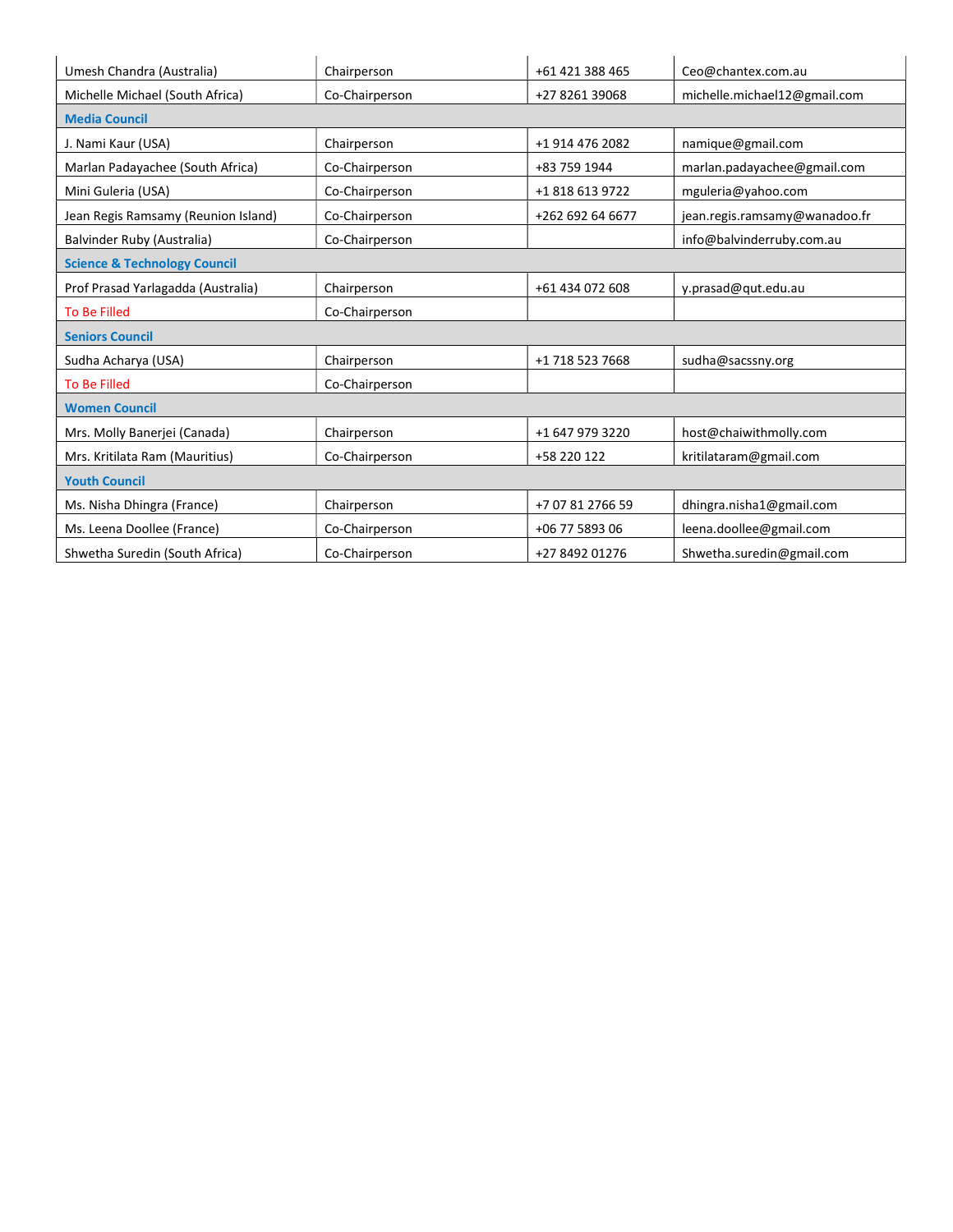| | | | |
|---|---|---|---|
| Umesh Chandra (Australia) | Chairperson | +61 421 388 465 | Ceo@chantex.com.au |
| Michelle Michael (South Africa) | Co-Chairperson | +27 8261 39068 | michelle.michael12@gmail.com |
| **Media Council** | | | |
| J. Nami Kaur (USA) | Chairperson | +1 914 476 2082 | namique@gmail.com |
| Marlan Padayachee (South Africa) | Co-Chairperson | +83 759 1944 | marlan.padayachee@gmail.com |
| Mini Guleria (USA) | Co-Chairperson | +1 818 613 9722 | mguleria@yahoo.com |
| Jean Regis Ramsamy (Reunion Island) | Co-Chairperson | +262 692 64 6677 | jean.regis.ramsamy@wanadoo.fr |
| Balvinder Ruby (Australia) | Co-Chairperson | | info@balvinderruby.com.au |
| **Science & Technology Council** | | | |
| Prof Prasad Yarlagadda (Australia) | Chairperson | +61 434 072 608 | y.prasad@qut.edu.au |
| To Be Filled | Co-Chairperson | | |
| **Seniors Council** | | | |
| Sudha Acharya (USA) | Chairperson | +1 718 523 7668 | sudha@sacssny.org |
| To Be Filled | Co-Chairperson | | |
| **Women Council** | | | |
| Mrs. Molly Banerjei (Canada) | Chairperson | +1 647 979 3220 | host@chaiwithmolly.com |
| Mrs. Kritilata Ram (Mauritius) | Co-Chairperson | +58 220 122 | kritilataram@gmail.com |
| **Youth Council** | | | |
| Ms. Nisha Dhingra (France) | Chairperson | +7 07 81 2766 59 | dhingra.nisha1@gmail.com |
| Ms. Leena Doollee (France) | Co-Chairperson | +06 77 5893 06 | leena.doollee@gmail.com |
| Shwetha Suredin (South Africa) | Co-Chairperson | +27 8492 01276 | Shwetha.suredin@gmail.com |